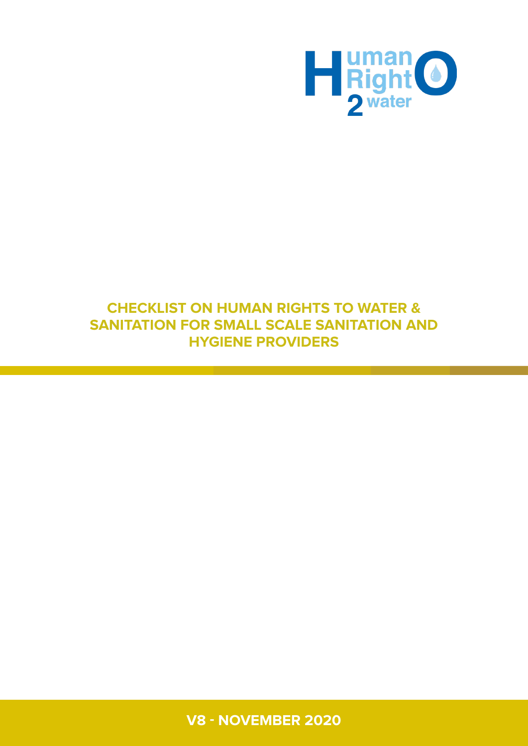Human Right 2 water

# CHECKLIST ON HUMAN RIGHTS TO WATER & SANITATION FOR SMALL SCALE SANITATION AND HYGIENE PROVIDERS

**V8 - NOVEMBER 2020**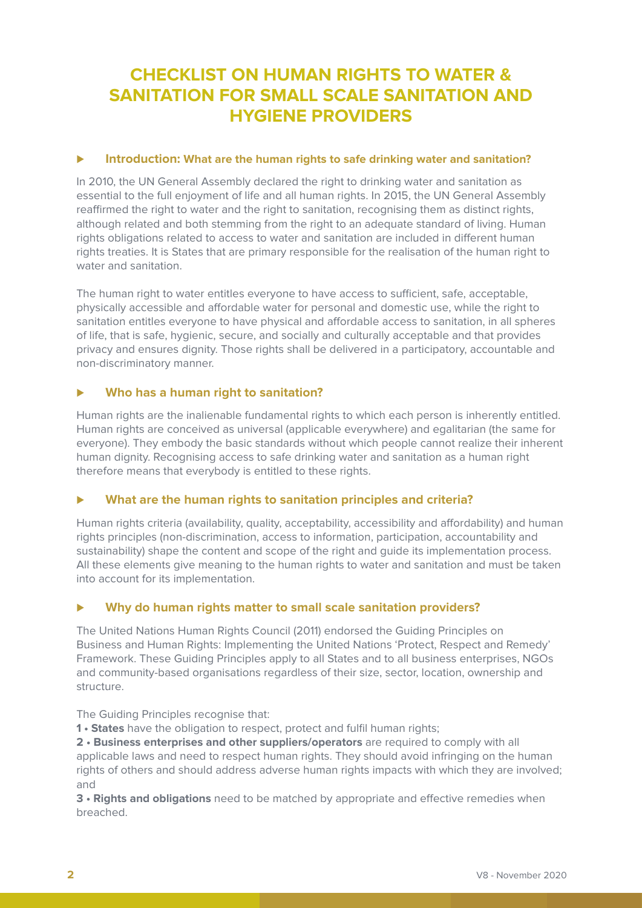# CHECKLIST ON HUMAN RIGHTS TO WATER & SANITATION FOR SMALL SCALE SANITATION AND HYGIENE PROVIDERS

## Introduction: What are the human rights to safe drinking water and sanitation?

In 2010, the UN General Assembly declared the right to drinking water and sanitation as essential to the full enjoyment of life and all human rights. In 2015, the UN General Assembly reaffirmed the right to water and the right to sanitation, recognising them as distinct rights, although related and both stemming from the right to an adequate standard of living. Human rights obligations related to access to water and sanitation are included in different human rights treaties. It is States that are primary responsible for the realisation of the human right to water and sanitation.

The human right to water entitles everyone to have access to sufficient, safe, acceptable, physically accessible and affordable water for personal and domestic use, while the right to sanitation entitles everyone to have physical and affordable access to sanitation, in all spheres of life, that is safe, hygienic, secure, and socially and culturally acceptable and that provides privacy and ensures dignity. Those rights shall be delivered in a participatory, accountable and non-discriminatory manner.

## Who has a human right to sanitation?

Human rights are the inalienable fundamental rights to which each person is inherently entitled. Human rights are conceived as universal (applicable everywhere) and egalitarian (the same for everyone). They embody the basic standards without which people cannot realize their inherent human dignity. Recognising access to safe drinking water and sanitation as a human right therefore means that everybody is entitled to these rights.

## What are the human rights to sanitation principles and criteria?

Human rights criteria (availability, quality, acceptability, accessibility and affordability) and human rights principles (non-discrimination, access to information, participation, accountability and sustainability) shape the content and scope of the right and guide its implementation process. All these elements give meaning to the human rights to water and sanitation and must be taken into account for its implementation.

## Why do human rights matter to small scale sanitation providers?

The United Nations Human Rights Council (2011) endorsed the Guiding Principles on Business and Human Rights: Implementing the United Nations 'Protect, Respect and Remedy' Framework. These Guiding Principles apply to all States and to all business enterprises, NGOs and community-based organisations regardless of their size, sector, location, ownership and structure.

The Guiding Principles recognise that:

**1 • States** have the obligation to respect, protect and fulfil human rights;

**2 • Business enterprises and other suppliers/operators** are required to comply with all applicable laws and need to respect human rights. They should avoid infringing on the human rights of others and should address adverse human rights impacts with which they are involved; and

**3 • Rights and obligations** need to be matched by appropriate and effective remedies when breached.

V8 - November 2020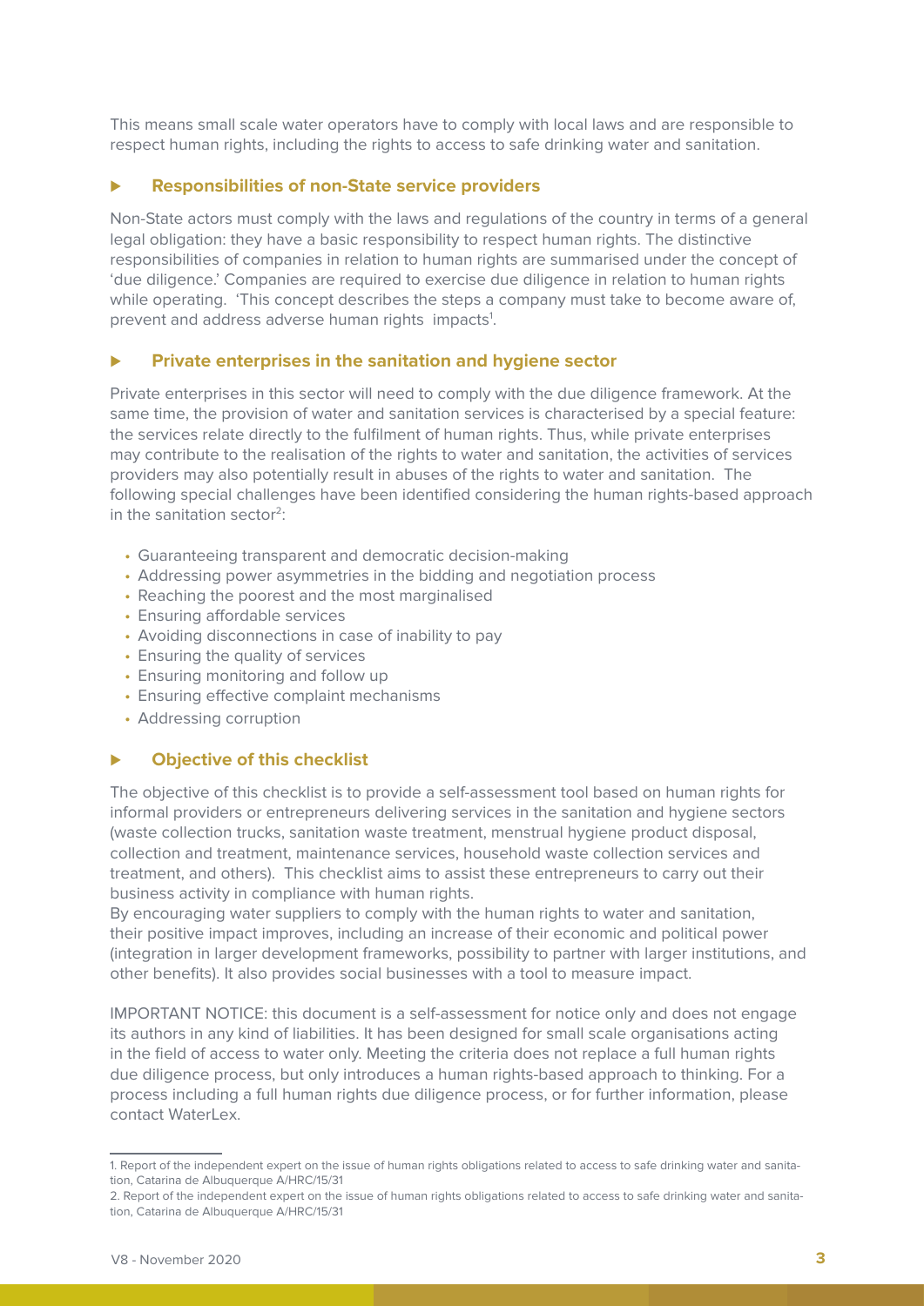This means small scale water operators have to comply with local laws and are responsible to respect human rights, including the rights to access to safe drinking water and sanitation.

### Responsibilities of non-State service providers

Non-State actors must comply with the laws and regulations of the country in terms of a general legal obligation: they have a basic responsibility to respect human rights. The distinctive responsibilities of companies in relation to human rights are summarised under the concept of 'due diligence.' Companies are required to exercise due diligence in relation to human rights while operating. 'This concept describes the steps a company must take to become aware of, prevent and address adverse human rights impacts[1].

### Private enterprises in the sanitation and hygiene sector

Private enterprises in this sector will need to comply with the due diligence framework. At the same time, the provision of water and sanitation services is characterised by a special feature: the services relate directly to the fulfilment of human rights. Thus, while private enterprises may contribute to the realisation of the rights to water and sanitation, the activities of services providers may also potentially result in abuses of the rights to water and sanitation. The following special challenges have been identified considering the human rights-based approach in the sanitation sector[2]:

- Guaranteeing transparent and democratic decision-making
- Addressing power asymmetries in the bidding and negotiation process
- Reaching the poorest and the most marginalised
- Ensuring affordable services
- Avoiding disconnections in case of inability to pay
- Ensuring the quality of services
- Ensuring monitoring and follow up
- Ensuring effective complaint mechanisms
- Addressing corruption

### Objective of this checklist

The objective of this checklist is to provide a self-assessment tool based on human rights for informal providers or entrepreneurs delivering services in the sanitation and hygiene sectors (waste collection trucks, sanitation waste treatment, menstrual hygiene product disposal, collection and treatment, maintenance services, household waste collection services and treatment, and others). This checklist aims to assist these entrepreneurs to carry out their business activity in compliance with human rights.
By encouraging water suppliers to comply with the human rights to water and sanitation, their positive impact improves, including an increase of their economic and political power (integration in larger development frameworks, possibility to partner with larger institutions, and other benefits). It also provides social businesses with a tool to measure impact.

IMPORTANT NOTICE: this document is a self-assessment for notice only and does not engage its authors in any kind of liabilities. It has been designed for small scale organisations acting in the field of access to water only. Meeting the criteria does not replace a full human rights due diligence process, but only introduces a human rights-based approach to thinking. For a process including a full human rights due diligence process, or for further information, please contact WaterLex.

---

1. Report of the independent expert on the issue of human rights obligations related to access to safe drinking water and sanitation, Catarina de Albuquerque A/HRC/15/31
2. Report of the independent expert on the issue of human rights obligations related to access to safe drinking water and sanitation, Catarina de Albuquerque A/HRC/15/31

V8 - November 2020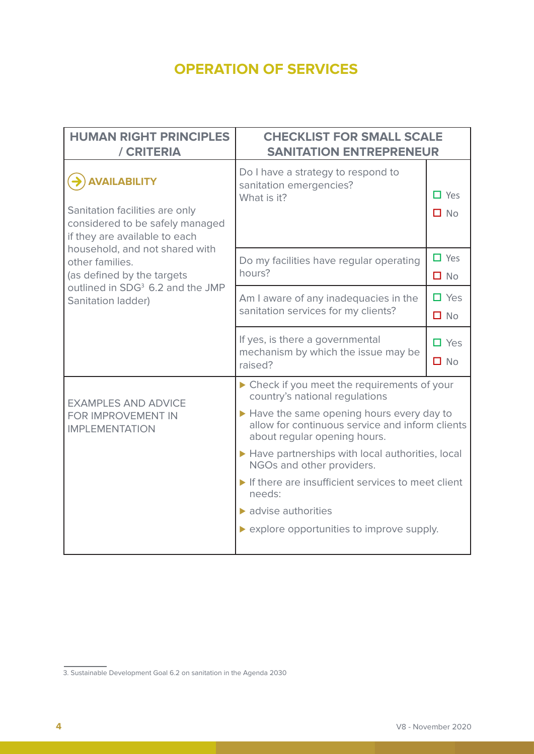# OPERATION OF SERVICES

| HUMAN RIGHT PRINCIPLES / CRITERIA | CHECKLIST FOR SMALL SCALE SANITATION ENTREPRENEUR | |
|---|---|---|
| **AVAILABILITY**<br><br>Sanitation facilities are only considered to be safely managed if they are available to each household, and not shared with other families.<br>(as defined by the targets outlined in SDG[3] 6.2 and the JMP Sanitation ladder) | Do I have a strategy to respond to sanitation emergencies?<br>What is it? | ☐ Yes<br>☐ No |
| | Do my facilities have regular operating hours? | ☐ Yes<br>☐ No |
| | Am I aware of any inadequacies in the sanitation services for my clients? | ☐ Yes<br>☐ No |
| | If yes, is there a governmental mechanism by which the issue may be raised? | ☐ Yes<br>☐ No |
| EXAMPLES AND ADVICE FOR IMPROVEMENT IN IMPLEMENTATION | ▶ Check if you meet the requirements of your country's national regulations<br>▶ Have the same opening hours every day to allow for continuous service and inform clients about regular opening hours.<br>▶ Have partnerships with local authorities, local NGOs and other providers.<br>▶ If there are insufficient services to meet client needs:<br>▶ advise authorities<br>▶ explore opportunities to improve supply. | |

3. Sustainable Development Goal 6.2 on sanitation in the Agenda 2030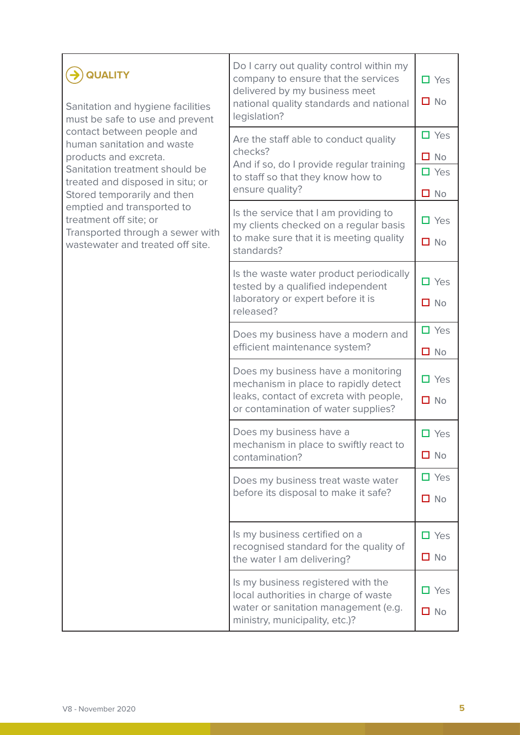| QUALITY | | |
|---|---|---|
| Sanitation and hygiene facilities must be safe to use and prevent contact between people and human sanitation and waste products and excreta.<br>Sanitation treatment should be treated and disposed in situ; or<br>Stored temporarily and then emptied and transported to treatment off site; or<br>Transported through a sewer with wastewater and treated off site. | Do I carry out quality control within my company to ensure that the services delivered by my business meet national quality standards and national legislation? | ☐ Yes ☐ No |
| | Are the staff able to conduct quality checks?<br>And if so, do I provide regular training to staff so that they know how to ensure quality? | ☐ Yes ☐ No<br>☐ Yes ☐ No |
| | Is the service that I am providing to my clients checked on a regular basis to make sure that it is meeting quality standards? | ☐ Yes ☐ No |
| | Is the waste water product periodically tested by a qualified independent laboratory or expert before it is released? | ☐ Yes ☐ No |
| | Does my business have a modern and efficient maintenance system? | ☐ Yes ☐ No |
| | Does my business have a monitoring mechanism in place to rapidly detect leaks, contact of excreta with people, or contamination of water supplies? | ☐ Yes ☐ No |
| | Does my business have a mechanism in place to swiftly react to contamination? | ☐ Yes ☐ No |
| | Does my business treat waste water before its disposal to make it safe? | ☐ Yes ☐ No |
| | Is my business certified on a recognised standard for the quality of the water I am delivering? | ☐ Yes ☐ No |
| | Is my business registered with the local authorities in charge of waste water or sanitation management (e.g. ministry, municipality, etc.)? | ☐ Yes ☐ No |

V8 - November 2020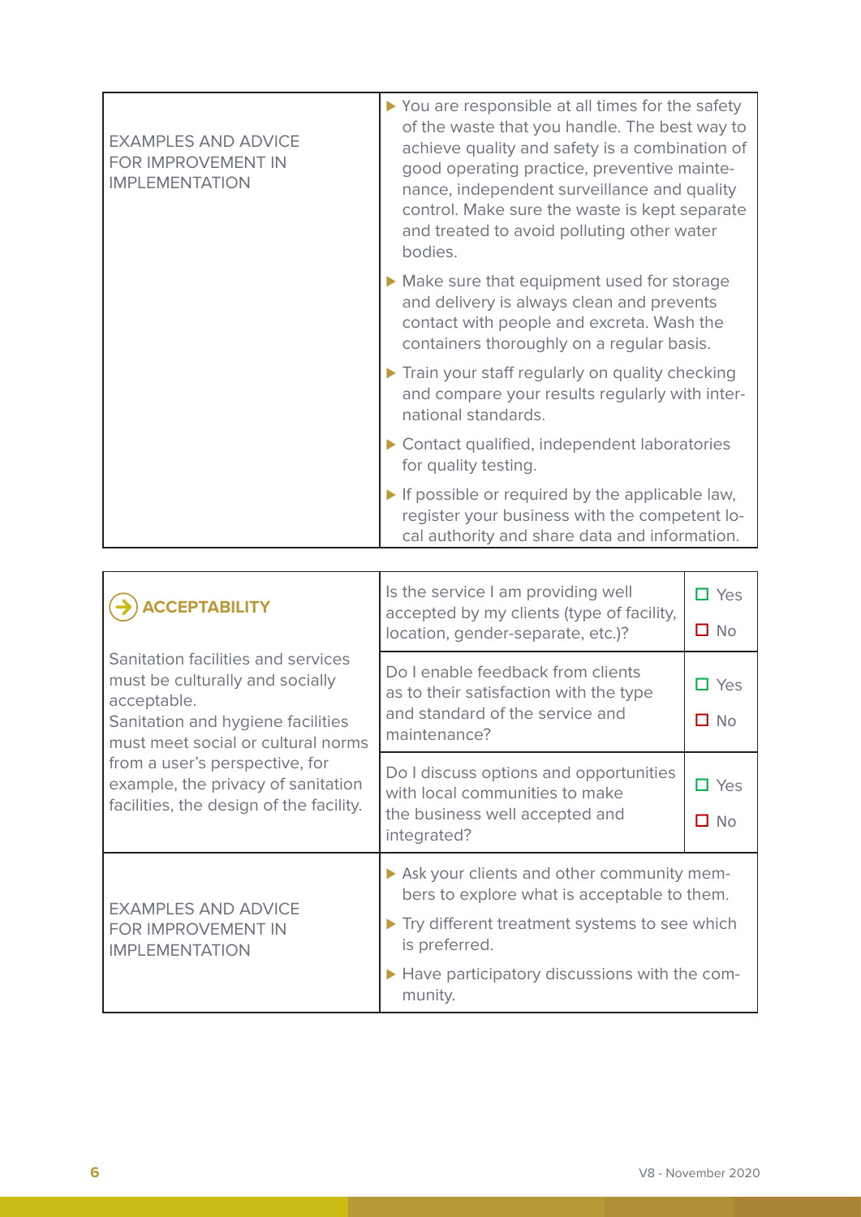| | |
|---|---|
| EXAMPLES AND ADVICE FOR IMPROVEMENT IN IMPLEMENTATION | ▶ You are responsible at all times for the safety of the waste that you handle. The best way to achieve quality and safety is a combination of good operating practice, preventive maintenance, independent surveillance and quality control. Make sure the waste is kept separate and treated to avoid polluting other water bodies.<br>▶ Make sure that equipment used for storage and delivery is always clean and prevents contact with people and excreta. Wash the containers thoroughly on a regular basis.<br>▶ Train your staff regularly on quality checking and compare your results regularly with international standards.<br>▶ Contact qualified, independent laboratories for quality testing.<br>▶ If possible or required by the applicable law, register your business with the competent local authority and share data and information. |

| | | |
|---|---|---|
| **ACCEPTABILITY**<br><br>Sanitation facilities and services must be culturally and socially acceptable.<br>Sanitation and hygiene facilities must meet social or cultural norms from a user's perspective, for example, the privacy of sanitation facilities, the design of the facility. | Is the service I am providing well accepted by my clients (type of facility, location, gender-separate, etc.)? | ☐ Yes<br>☐ No |
| | Do I enable feedback from clients as to their satisfaction with the type and standard of the service and maintenance? | ☐ Yes<br>☐ No |
| | Do I discuss options and opportunities with local communities to make the business well accepted and integrated? | ☐ Yes<br>☐ No |
| EXAMPLES AND ADVICE FOR IMPROVEMENT IN IMPLEMENTATION | ▶ Ask your clients and other community members to explore what is acceptable to them.<br>▶ Try different treatment systems to see which is preferred.<br>▶ Have participatory discussions with the community. | |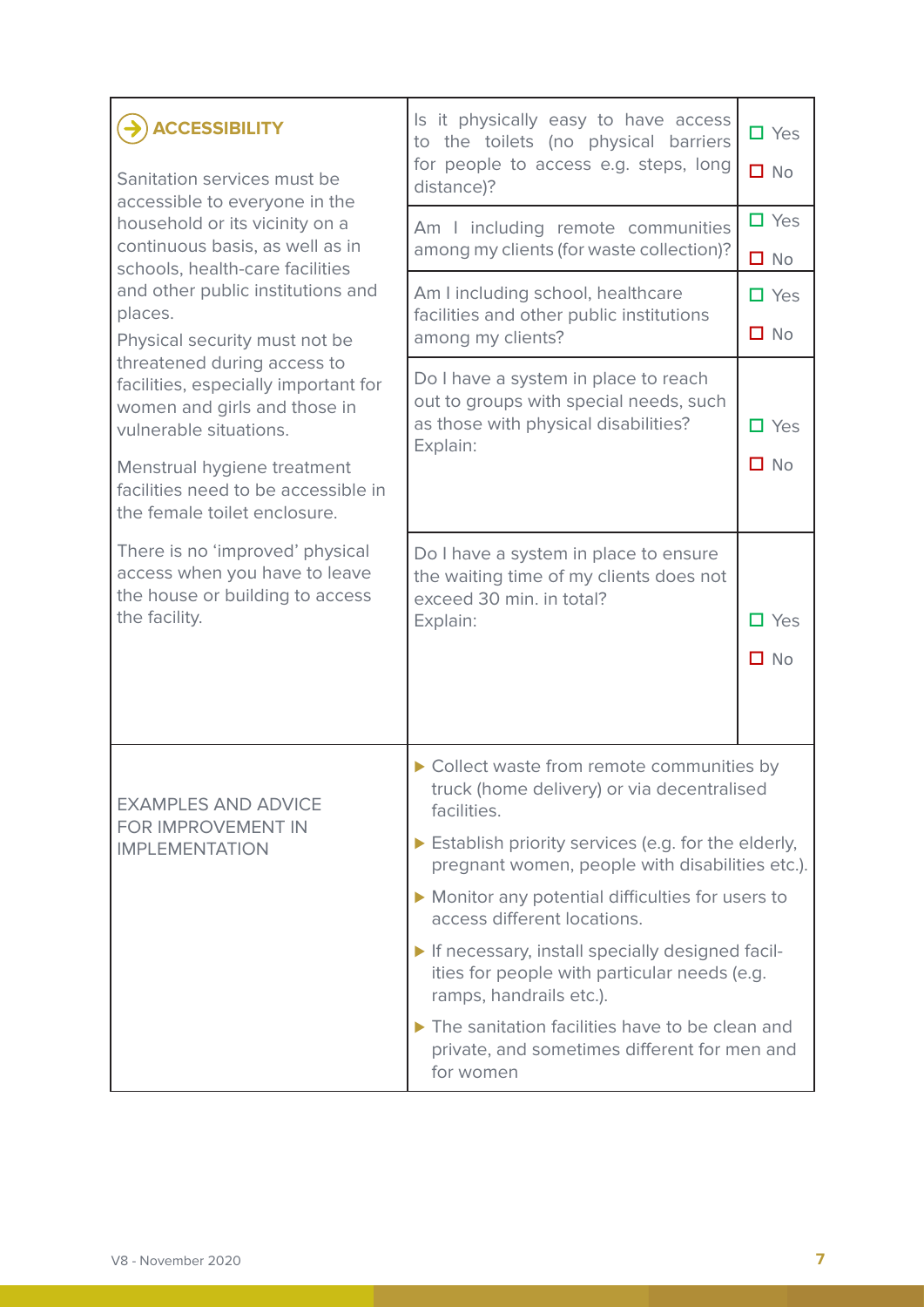| ACCESSIBILITY | | |
|---|---|---|
| Sanitation services must be accessible to everyone in the household or its vicinity on a continuous basis, as well as in schools, health-care facilities and other public institutions and places.<br><br>Physical security must not be threatened during access to facilities, especially important for women and girls and those in vulnerable situations.<br><br>Menstrual hygiene treatment facilities need to be accessible in the female toilet enclosure.<br><br>There is no 'improved' physical access when you have to leave the house or building to access the facility. | Is it physically easy to have access to the toilets (no physical barriers for people to access e.g. steps, long distance)? | ☐ Yes<br>☐ No |
| | Am I including remote communities among my clients (for waste collection)? | ☐ Yes<br>☐ No |
| | Am I including school, healthcare facilities and other public institutions among my clients? | ☐ Yes<br>☐ No |
| | Do I have a system in place to reach out to groups with special needs, such as those with physical disabilities?<br>Explain: | ☐ Yes<br>☐ No |
| | Do I have a system in place to ensure the waiting time of my clients does not exceed 30 min. in total?<br>Explain: | ☐ Yes<br>☐ No |
| EXAMPLES AND ADVICE FOR IMPROVEMENT IN IMPLEMENTATION | ▶ Collect waste from remote communities by truck (home delivery) or via decentralised facilities.<br>▶ Establish priority services (e.g. for the elderly, pregnant women, people with disabilities etc.).<br>▶ Monitor any potential difficulties for users to access different locations.<br>▶ If necessary, install specially designed facilities for people with particular needs (e.g. ramps, handrails etc.).<br>▶ The sanitation facilities have to be clean and private, and sometimes different for men and for women | |

V8 - November 2020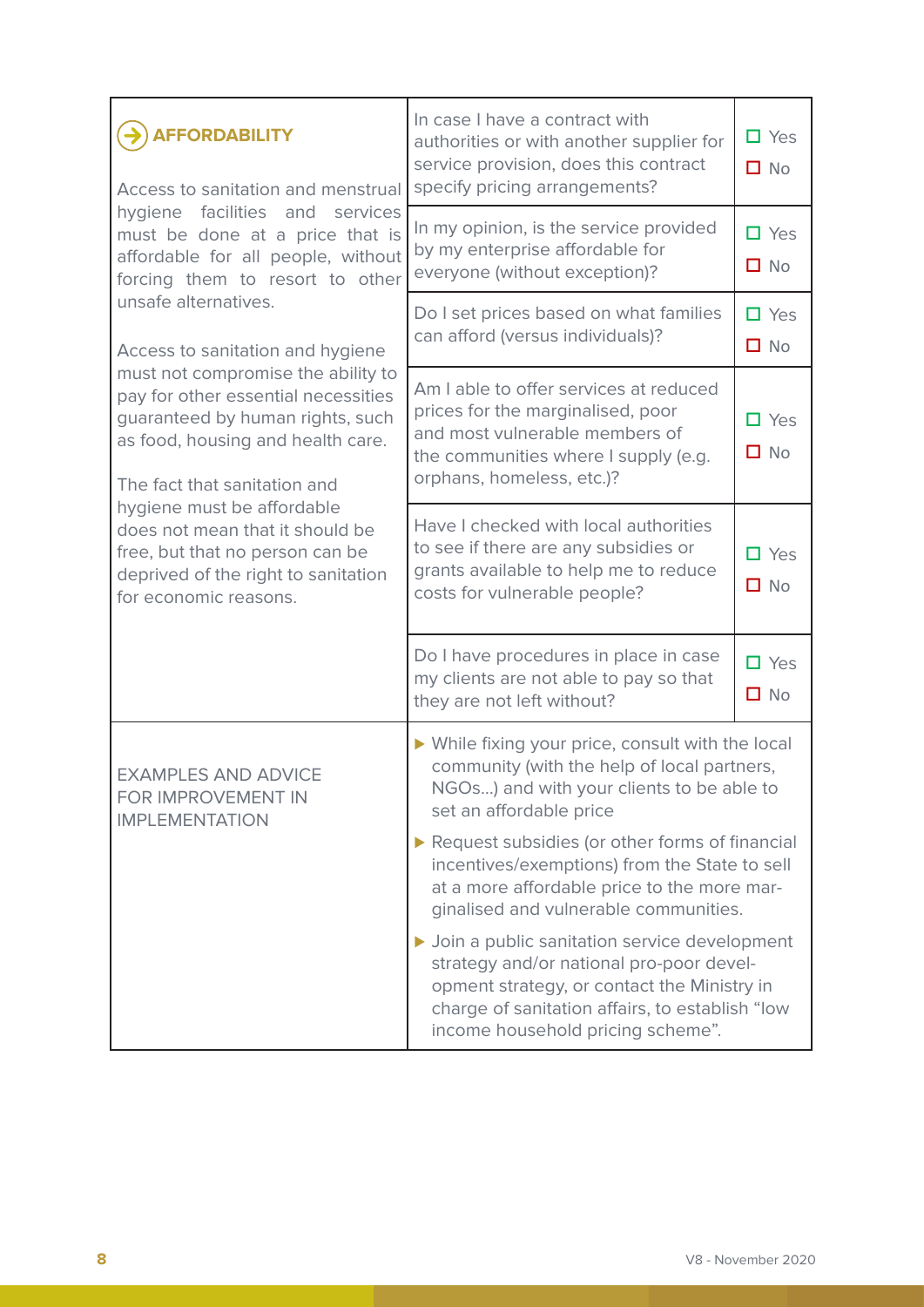| ➔ AFFORDABILITY | | |
|---|---|---|
| Access to sanitation and menstrual hygiene facilities and services must be done at a price that is affordable for all people, without forcing them to resort to other unsafe alternatives.<br><br>Access to sanitation and hygiene must not compromise the ability to pay for other essential necessities guaranteed by human rights, such as food, housing and health care.<br><br>The fact that sanitation and hygiene must be affordable does not mean that it should be free, but that no person can be deprived of the right to sanitation for economic reasons. | In case I have a contract with authorities or with another supplier for service provision, does this contract specify pricing arrangements? | ☐ Yes<br>☐ No |
| | In my opinion, is the service provided by my enterprise affordable for everyone (without exception)? | ☐ Yes<br>☐ No |
| | Do I set prices based on what families can afford (versus individuals)? | ☐ Yes<br>☐ No |
| | Am I able to offer services at reduced prices for the marginalised, poor and most vulnerable members of the communities where I supply (e.g. orphans, homeless, etc.)? | ☐ Yes<br>☐ No |
| | Have I checked with local authorities to see if there are any subsidies or grants available to help me to reduce costs for vulnerable people? | ☐ Yes<br>☐ No |
| | Do I have procedures in place in case my clients are not able to pay so that they are not left without? | ☐ Yes<br>☐ No |
| EXAMPLES AND ADVICE FOR IMPROVEMENT IN IMPLEMENTATION | ▶ While fixing your price, consult with the local community (with the help of local partners, NGOs…) and with your clients to be able to set an affordable price<br>▶ Request subsidies (or other forms of financial incentives/exemptions) from the State to sell at a more affordable price to the more marginalised and vulnerable communities.<br>▶ Join a public sanitation service development strategy and/or national pro-poor development strategy, or contact the Ministry in charge of sanitation affairs, to establish "low income household pricing scheme". | |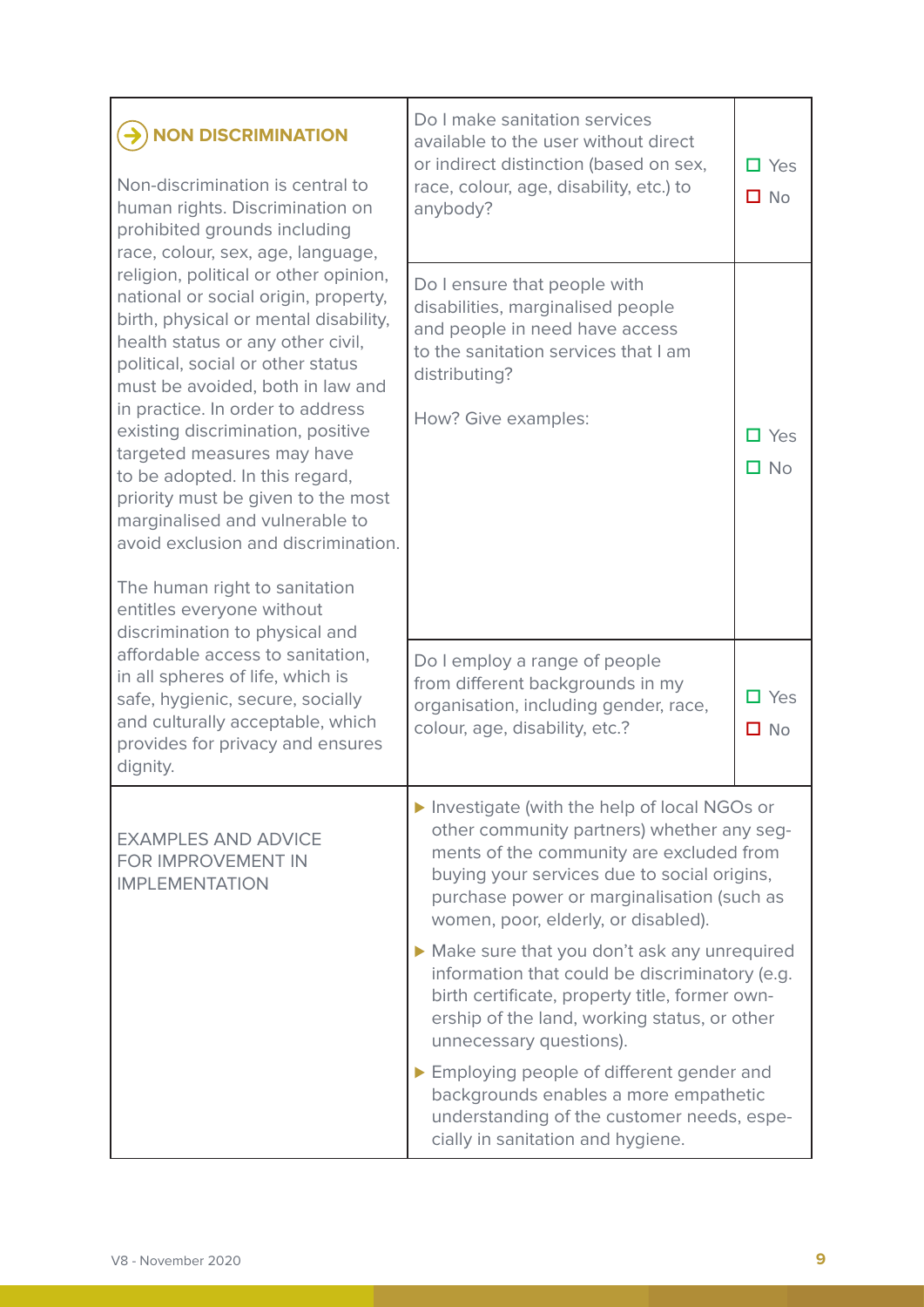| **NON DISCRIMINATION** | | |
|---|---|---|
| Non-discrimination is central to human rights. Discrimination on prohibited grounds including race, colour, sex, age, language, religion, political or other opinion, national or social origin, property, birth, physical or mental disability, health status or any other civil, political, social or other status must be avoided, both in law and in practice. In order to address existing discrimination, positive targeted measures may have to be adopted. In this regard, priority must be given to the most marginalised and vulnerable to avoid exclusion and discrimination.<br><br>The human right to sanitation entitles everyone without discrimination to physical and affordable access to sanitation, in all spheres of life, which is safe, hygienic, secure, socially and culturally acceptable, which provides for privacy and ensures dignity. | Do I make sanitation services available to the user without direct or indirect distinction (based on sex, race, colour, age, disability, etc.) to anybody? | ☐ Yes<br>☐ No |
| | Do I ensure that people with disabilities, marginalised people and people in need have access to the sanitation services that I am distributing?<br><br>How? Give examples: | ☐ Yes<br>☐ No |
| | Do I employ a range of people from different backgrounds in my organisation, including gender, race, colour, age, disability, etc.? | ☐ Yes<br>☐ No |
| EXAMPLES AND ADVICE FOR IMPROVEMENT IN IMPLEMENTATION | ▶ Investigate (with the help of local NGOs or other community partners) whether any segments of the community are excluded from buying your services due to social origins, purchase power or marginalisation (such as women, poor, elderly, or disabled).<br>▶ Make sure that you don't ask any unrequired information that could be discriminatory (e.g. birth certificate, property title, former ownership of the land, working status, or other unnecessary questions).<br>▶ Employing people of different gender and backgrounds enables a more empathetic understanding of the customer needs, especially in sanitation and hygiene. | |

V8 - November 2020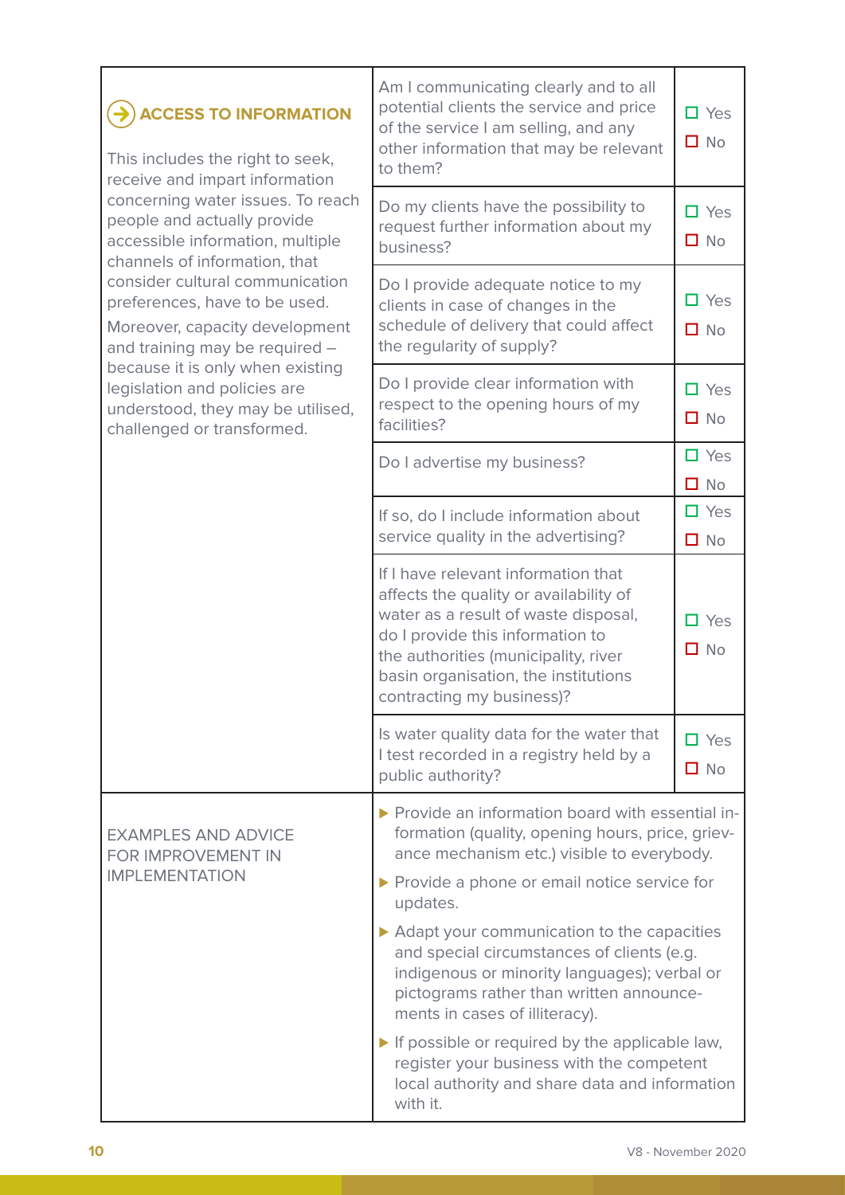| ACCESS TO INFORMATION<br><br>This includes the right to seek, receive and impart information concerning water issues. To reach people and actually provide accessible information, multiple channels of information, that consider cultural communication preferences, have to be used.<br>Moreover, capacity development and training may be required – because it is only when existing legislation and policies are understood, they may be utilised, challenged or transformed. | Am I communicating clearly and to all potential clients the service and price of the service I am selling, and any other information that may be relevant to them? | ☐ Yes<br>☐ No |
|---|---|---|
| | Do my clients have the possibility to request further information about my business? | ☐ Yes<br>☐ No |
| | Do I provide adequate notice to my clients in case of changes in the schedule of delivery that could affect the regularity of supply? | ☐ Yes<br>☐ No |
| | Do I provide clear information with respect to the opening hours of my facilities? | ☐ Yes<br>☐ No |
| | Do I advertise my business? | ☐ Yes<br>☐ No |
| | If so, do I include information about service quality in the advertising? | ☐ Yes<br>☐ No |
| | If I have relevant information that affects the quality or availability of water as a result of waste disposal, do I provide this information to the authorities (municipality, river basin organisation, the institutions contracting my business)? | ☐ Yes<br>☐ No |
| | Is water quality data for the water that I test recorded in a registry held by a public authority? | ☐ Yes<br>☐ No |
| EXAMPLES AND ADVICE FOR IMPROVEMENT IN IMPLEMENTATION | ▶ Provide an information board with essential information (quality, opening hours, price, grievance mechanism etc.) visible to everybody.<br>▶ Provide a phone or email notice service for updates.<br>▶ Adapt your communication to the capacities and special circumstances of clients (e.g. indigenous or minority languages); verbal or pictograms rather than written announcements in cases of illiteracy).<br>▶ If possible or required by the applicable law, register your business with the competent local authority and share data and information with it. | |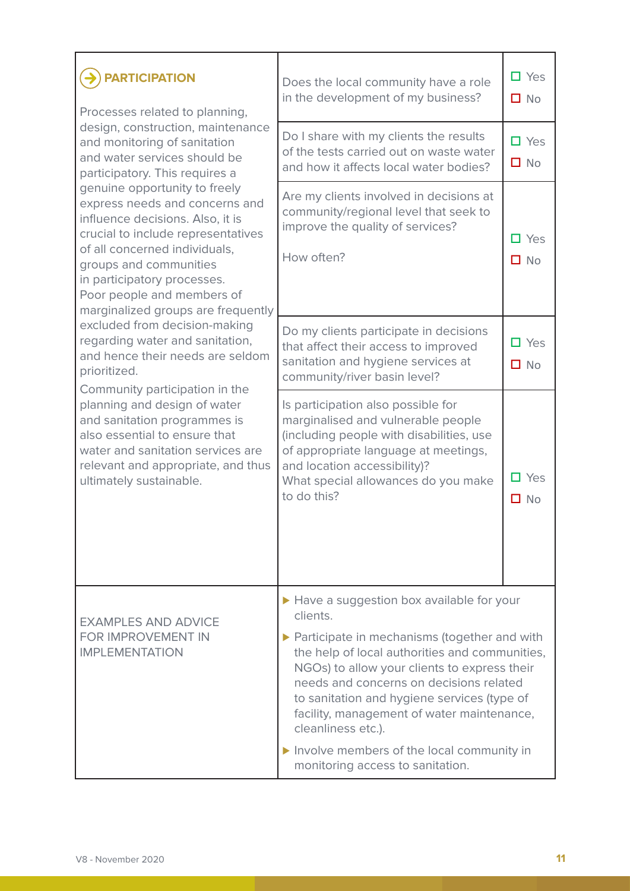| **PARTICIPATION** | | |
|---|---|---|
| Processes related to planning, design, construction, maintenance and monitoring of sanitation and water services should be participatory. This requires a genuine opportunity to freely express needs and concerns and influence decisions. Also, it is crucial to include representatives of all concerned individuals, groups and communities in participatory processes. Poor people and members of marginalized groups are frequently excluded from decision-making regarding water and sanitation, and hence their needs are seldom prioritized. Community participation in the planning and design of water and sanitation programmes is also essential to ensure that water and sanitation services are relevant and appropriate, and thus ultimately sustainable. | Does the local community have a role in the development of my business? | ☐ Yes ☐ No |
| | Do I share with my clients the results of the tests carried out on waste water and how it affects local water bodies? | ☐ Yes ☐ No |
| | Are my clients involved in decisions at community/regional level that seek to improve the quality of services? How often? | ☐ Yes ☐ No |
| | Do my clients participate in decisions that affect their access to improved sanitation and hygiene services at community/river basin level? | ☐ Yes ☐ No |
| | Is participation also possible for marginalised and vulnerable people (including people with disabilities, use of appropriate language at meetings, and location accessibility)? What special allowances do you make to do this? | ☐ Yes ☐ No |
| EXAMPLES AND ADVICE FOR IMPROVEMENT IN IMPLEMENTATION | ▶ Have a suggestion box available for your clients. ▶ Participate in mechanisms (together and with the help of local authorities and communities, NGOs) to allow your clients to express their needs and concerns on decisions related to sanitation and hygiene services (type of facility, management of water maintenance, cleanliness etc.). ▶ Involve members of the local community in monitoring access to sanitation. | |

V8 - November 2020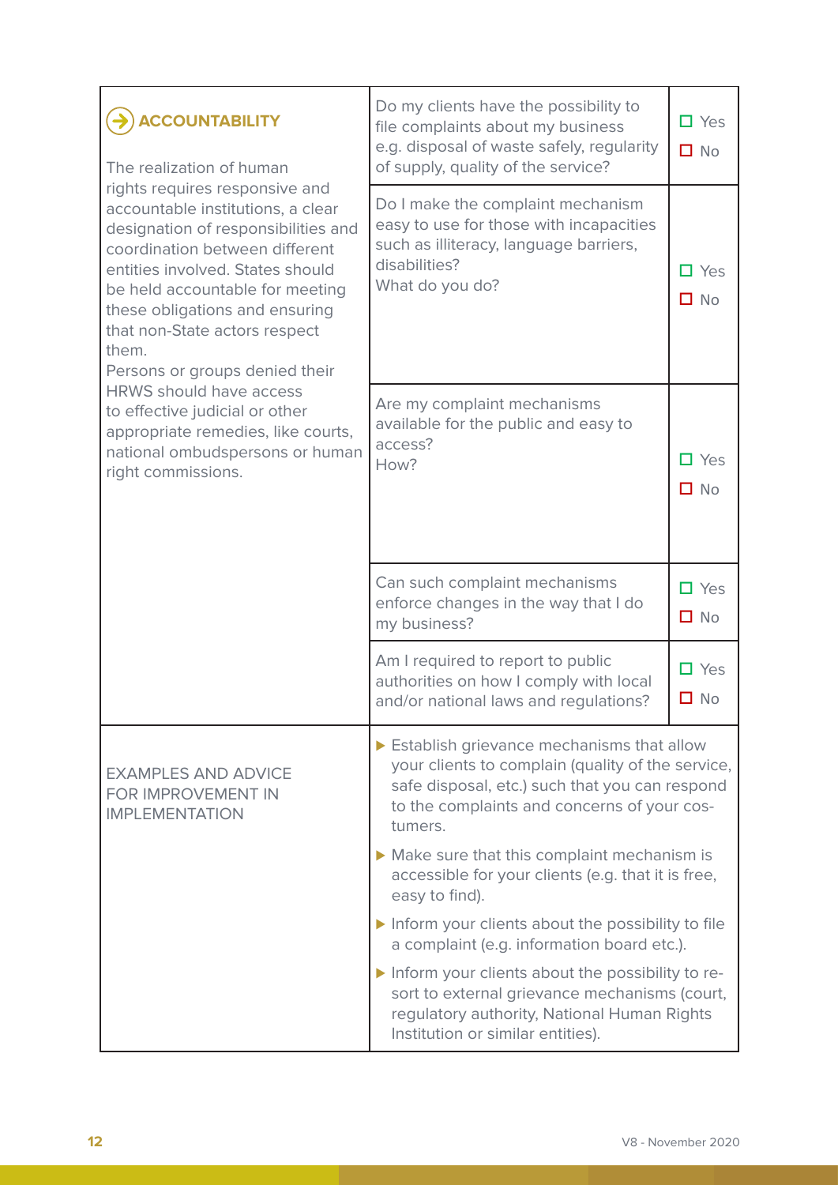| ACCOUNTABILITY | | |
|---|---|---|
| The realization of human rights requires responsive and accountable institutions, a clear designation of responsibilities and coordination between different entities involved. States should be held accountable for meeting these obligations and ensuring that non-State actors respect them.<br>Persons or groups denied their HRWS should have access to effective judicial or other appropriate remedies, like courts, national ombudspersons or human right commissions. | Do my clients have the possibility to file complaints about my business e.g. disposal of waste safely, regularity of supply, quality of the service? | ☐ Yes<br>☐ No |
| | Do I make the complaint mechanism easy to use for those with incapacities such as illiteracy, language barriers, disabilities?<br>What do you do? | ☐ Yes<br>☐ No |
| | Are my complaint mechanisms available for the public and easy to access?<br>How? | ☐ Yes<br>☐ No |
| | Can such complaint mechanisms enforce changes in the way that I do my business? | ☐ Yes<br>☐ No |
| | Am I required to report to public authorities on how I comply with local and/or national laws and regulations? | ☐ Yes<br>☐ No |
| EXAMPLES AND ADVICE FOR IMPROVEMENT IN IMPLEMENTATION | ▶ Establish grievance mechanisms that allow your clients to complain (quality of the service, safe disposal, etc.) such that you can respond to the complaints and concerns of your costumers.<br>▶ Make sure that this complaint mechanism is accessible for your clients (e.g. that it is free, easy to find).<br>▶ Inform your clients about the possibility to file a complaint (e.g. information board etc.).<br>▶ Inform your clients about the possibility to resort to external grievance mechanisms (court, regulatory authority, National Human Rights Institution or similar entities). | |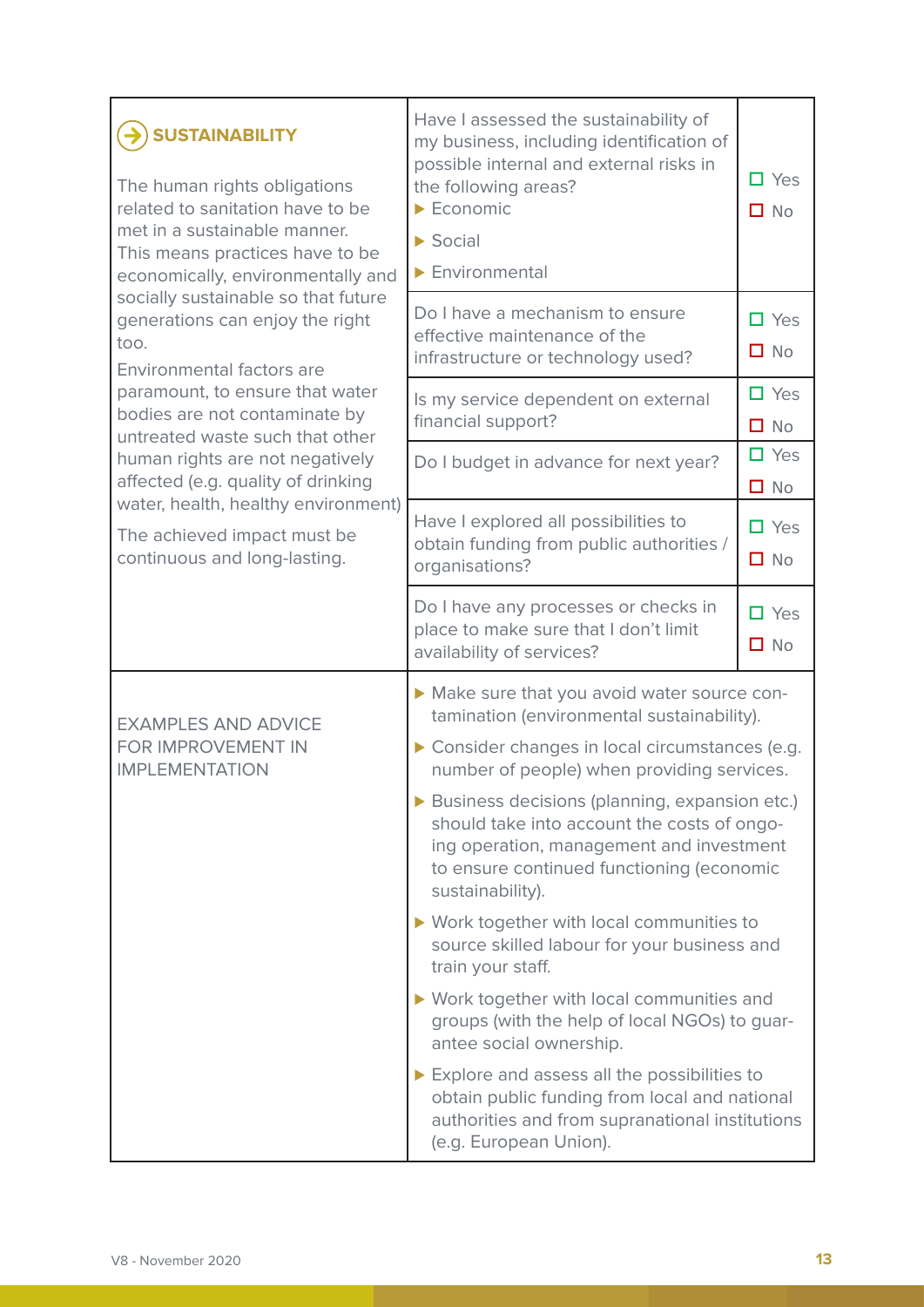| **SUSTAINABILITY**<br><br>The human rights obligations related to sanitation have to be met in a sustainable manner. This means practices have to be economically, environmentally and socially sustainable so that future generations can enjoy the right too.<br>Environmental factors are paramount, to ensure that water bodies are not contaminate by untreated waste such that other human rights are not negatively affected (e.g. quality of drinking water, health, healthy environment)<br>The achieved impact must be continuous and long-lasting. | Have I assessed the sustainability of my business, including identification of possible internal and external risks in the following areas?<br>▶ Economic<br>▶ Social<br>▶ Environmental | ☐ Yes<br>☐ No |
|---|---|---|
| | Do I have a mechanism to ensure effective maintenance of the infrastructure or technology used? | ☐ Yes<br>☐ No |
| | Is my service dependent on external financial support? | ☐ Yes<br>☐ No |
| | Do I budget in advance for next year? | ☐ Yes<br>☐ No |
| | Have I explored all possibilities to obtain funding from public authorities / organisations? | ☐ Yes<br>☐ No |
| | Do I have any processes or checks in place to make sure that I don't limit availability of services? | ☐ Yes<br>☐ No |
| EXAMPLES AND ADVICE FOR IMPROVEMENT IN IMPLEMENTATION | ▶ Make sure that you avoid water source contamination (environmental sustainability).<br>▶ Consider changes in local circumstances (e.g. number of people) when providing services.<br>▶ Business decisions (planning, expansion etc.) should take into account the costs of ongoing operation, management and investment to ensure continued functioning (economic sustainability).<br>▶ Work together with local communities to source skilled labour for your business and train your staff.<br>▶ Work together with local communities and groups (with the help of local NGOs) to guarantee social ownership.<br>▶ Explore and assess all the possibilities to obtain public funding from local and national authorities and from supranational institutions (e.g. European Union). | |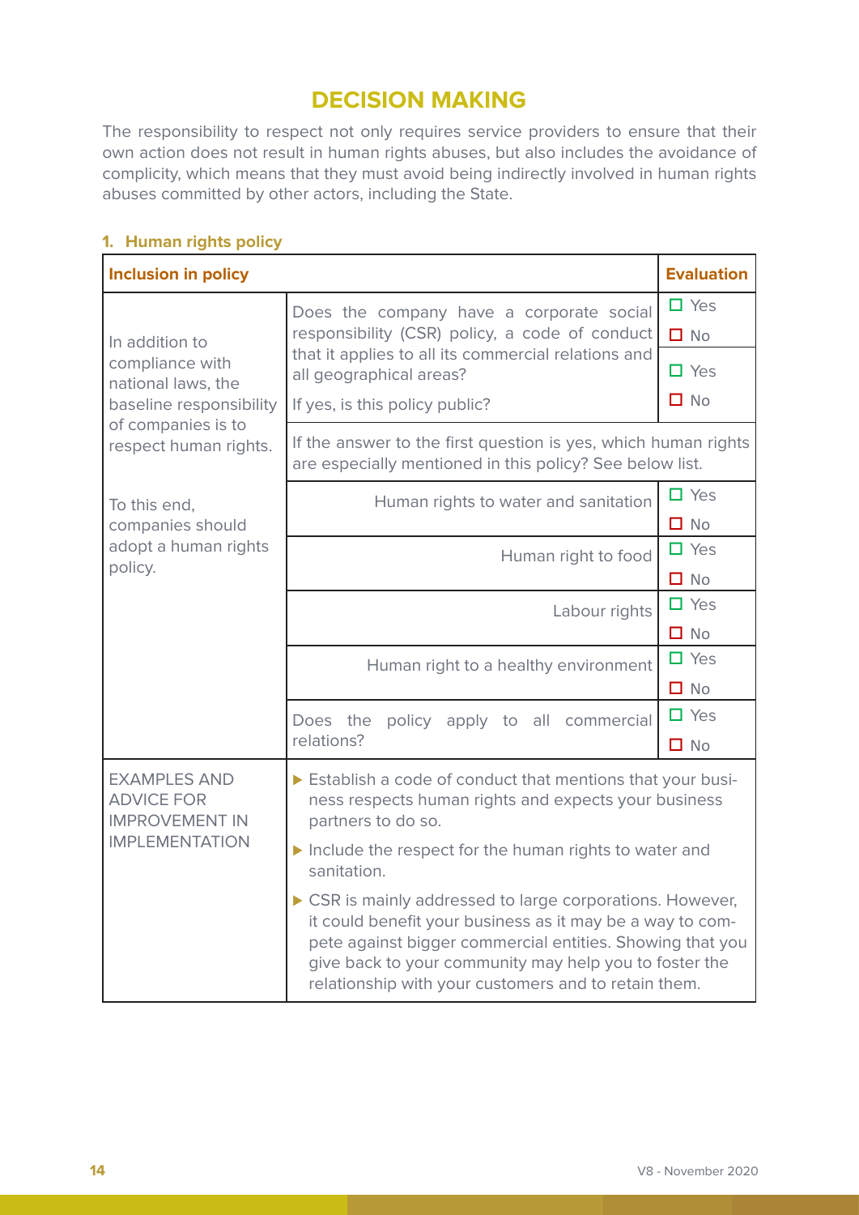# DECISION MAKING

The responsibility to respect not only requires service providers to ensure that their own action does not result in human rights abuses, but also includes the avoidance of complicity, which means that they must avoid being indirectly involved in human rights abuses committed by other actors, including the State.

### 1. Human rights policy

| Inclusion in policy | | Evaluation |
|---|---|---|
| In addition to compliance with national laws, the baseline responsibility of companies is to respect human rights.<br><br>To this end, companies should adopt a human rights policy. | Does the company have a corporate social responsibility (CSR) policy, a code of conduct that it applies to all its commercial relations and all geographical areas? | ☐ Yes<br>☐ No |
| | If yes, is this policy public? | ☐ Yes<br>☐ No |
| | If the answer to the first question is yes, which human rights are especially mentioned in this policy? See below list. | |
| | Human rights to water and sanitation | ☐ Yes<br>☐ No |
| | Human right to food | ☐ Yes<br>☐ No |
| | Labour rights | ☐ Yes<br>☐ No |
| | Human right to a healthy environment | ☐ Yes<br>☐ No |
| | Does the policy apply to all commercial relations? | ☐ Yes<br>☐ No |
| EXAMPLES AND ADVICE FOR IMPROVEMENT IN IMPLEMENTATION | ▶ Establish a code of conduct that mentions that your business respects human rights and expects your business partners to do so.<br>▶ Include the respect for the human rights to water and sanitation.<br>▶ CSR is mainly addressed to large corporations. However, it could benefit your business as it may be a way to compete against bigger commercial entities. Showing that you give back to your community may help you to foster the relationship with your customers and to retain them. | |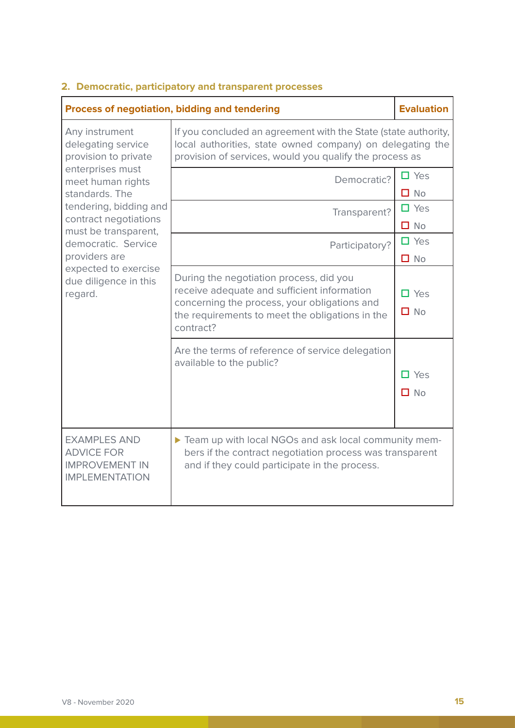## 2. Democratic, participatory and transparent processes

| Process of negotiation, bidding and tendering | | Evaluation |
|---|---|---|
| Any instrument delegating service provision to private enterprises must meet human rights standards. The tendering, bidding and contract negotiations must be transparent, democratic. Service providers are expected to exercise due diligence in this regard. | If you concluded an agreement with the State (state authority, local authorities, state owned company) on delegating the provision of services, would you qualify the process as | |
| | Democratic? | ☐ Yes ☐ No |
| | Transparent? | ☐ Yes ☐ No |
| | Participatory? | ☐ Yes ☐ No |
| | During the negotiation process, did you receive adequate and sufficient information concerning the process, your obligations and the requirements to meet the obligations in the contract? | ☐ Yes ☐ No |
| | Are the terms of reference of service delegation available to the public? | ☐ Yes ☐ No |
| EXAMPLES AND ADVICE FOR IMPROVEMENT IN IMPLEMENTATION | ▶ Team up with local NGOs and ask local community members if the contract negotiation process was transparent and if they could participate in the process. | |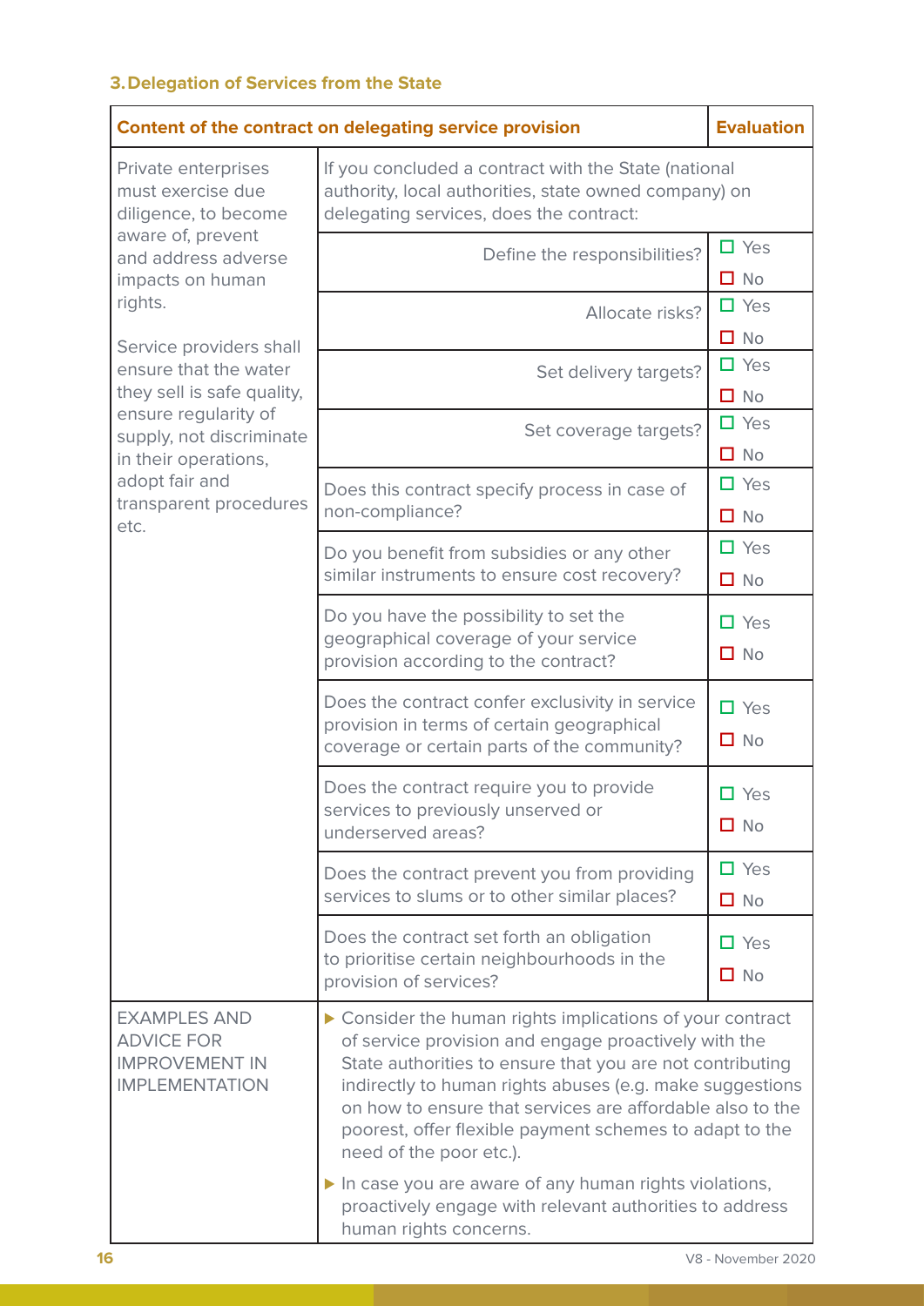### 3. Delegation of Services from the State

| Content of the contract on delegating service provision | | Evaluation |
|---|---|---|
| Private enterprises must exercise due diligence, to become aware of, prevent and address adverse impacts on human rights.<br><br>Service providers shall ensure that the water they sell is safe quality, ensure regularity of supply, not discriminate in their operations, adopt fair and transparent procedures etc. | If you concluded a contract with the State (national authority, local authorities, state owned company) on delegating services, does the contract: | |
| | Define the responsibilities? | ☐ Yes ☐ No |
| | Allocate risks? | ☐ Yes ☐ No |
| | Set delivery targets? | ☐ Yes ☐ No |
| | Set coverage targets? | ☐ Yes ☐ No |
| | Does this contract specify process in case of non-compliance? | ☐ Yes ☐ No |
| | Do you benefit from subsidies or any other similar instruments to ensure cost recovery? | ☐ Yes ☐ No |
| | Do you have the possibility to set the geographical coverage of your service provision according to the contract? | ☐ Yes ☐ No |
| | Does the contract confer exclusivity in service provision in terms of certain geographical coverage or certain parts of the community? | ☐ Yes ☐ No |
| | Does the contract require you to provide services to previously unserved or underserved areas? | ☐ Yes ☐ No |
| | Does the contract prevent you from providing services to slums or to other similar places? | ☐ Yes ☐ No |
| | Does the contract set forth an obligation to prioritise certain neighbourhoods in the provision of services? | ☐ Yes ☐ No |
| EXAMPLES AND ADVICE FOR IMPROVEMENT IN IMPLEMENTATION | ▶ Consider the human rights implications of your contract of service provision and engage proactively with the State authorities to ensure that you are not contributing indirectly to human rights abuses (e.g. make suggestions on how to ensure that services are affordable also to the poorest, offer flexible payment schemes to adapt to the need of the poor etc.).<br>▶ In case you are aware of any human rights violations, proactively engage with relevant authorities to address human rights concerns. | |

V8 - November 2020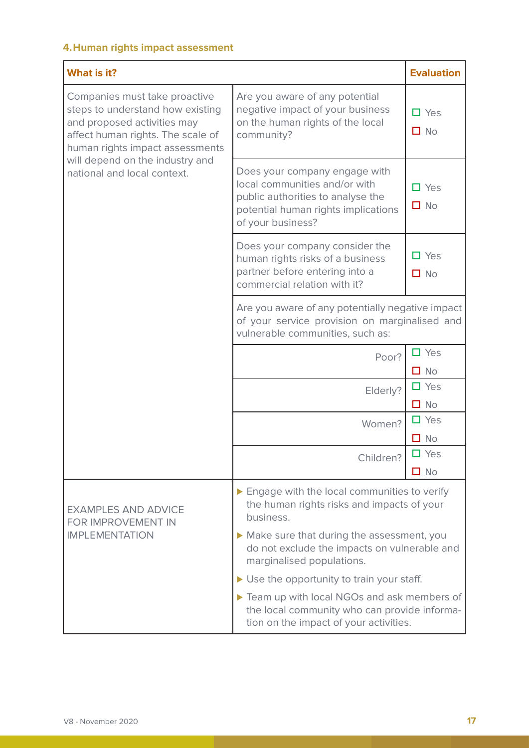#### 4. Human rights impact assessment

| What is it? | | Evaluation |
|---|---|---|
| Companies must take proactive steps to understand how existing and proposed activities may affect human rights. The scale of human rights impact assessments will depend on the industry and national and local context. | Are you aware of any potential negative impact of your business on the human rights of the local community? | ☐ Yes<br>☐ No |
| | Does your company engage with local communities and/or with public authorities to analyse the potential human rights implications of your business? | ☐ Yes<br>☐ No |
| | Does your company consider the human rights risks of a business partner before entering into a commercial relation with it? | ☐ Yes<br>☐ No |
| | Are you aware of any potentially negative impact of your service provision on marginalised and vulnerable communities, such as: | |
| | Poor? | ☐ Yes<br>☐ No |
| | Elderly? | ☐ Yes<br>☐ No |
| | Women? | ☐ Yes<br>☐ No |
| | Children? | ☐ Yes<br>☐ No |
| EXAMPLES AND ADVICE FOR IMPROVEMENT IN IMPLEMENTATION | ▶ Engage with the local communities to verify the human rights risks and impacts of your business.<br>▶ Make sure that during the assessment, you do not exclude the impacts on vulnerable and marginalised populations.<br>▶ Use the opportunity to train your staff.<br>▶ Team up with local NGOs and ask members of the local community who can provide information on the impact of your activities. | |

V8 - November 2020